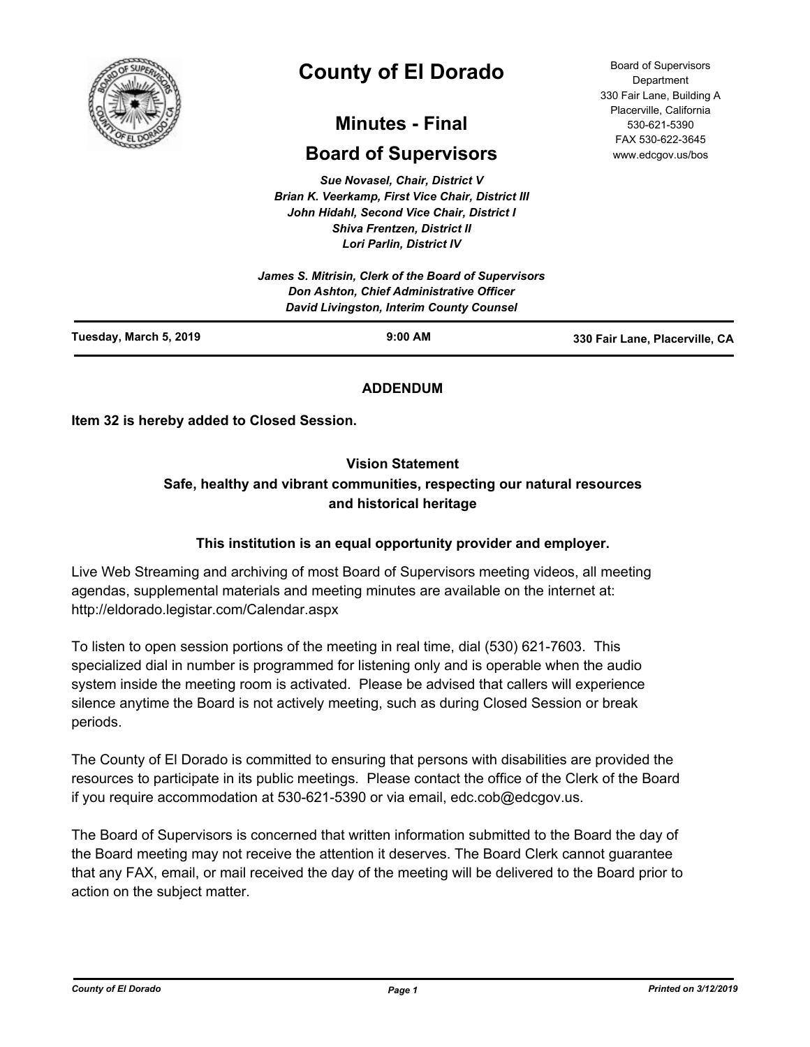# County of El Dorado

## Minutes - Final

## Board of Supervisors

Board of Supervisors Department
330 Fair Lane, Building A
Placerville, California
530-621-5390
FAX 530-622-3645
www.edcgov.us/bos

*Sue Novasel, Chair, District V*
*Brian K. Veerkamp, First Vice Chair, District III*
*John Hidahl, Second Vice Chair, District I*
*Shiva Frentzen, District II*
*Lori Parlin, District IV*

*James S. Mitrisin, Clerk of the Board of Supervisors*
*Don Ashton, Chief Administrative Officer*
*David Livingston, Interim County Counsel*

**Tuesday, March 5, 2019** | **9:00 AM** | **330 Fair Lane, Placerville, CA**

---

**ADDENDUM**

**Item 32 is hereby added to Closed Session.**

**Vision Statement**
**Safe, healthy and vibrant communities, respecting our natural resources and historical heritage**

**This institution is an equal opportunity provider and employer.**

Live Web Streaming and archiving of most Board of Supervisors meeting videos, all meeting agendas, supplemental materials and meeting minutes are available on the internet at: http://eldorado.legistar.com/Calendar.aspx

To listen to open session portions of the meeting in real time, dial (530) 621-7603. This specialized dial in number is programmed for listening only and is operable when the audio system inside the meeting room is activated. Please be advised that callers will experience silence anytime the Board is not actively meeting, such as during Closed Session or break periods.

The County of El Dorado is committed to ensuring that persons with disabilities are provided the resources to participate in its public meetings. Please contact the office of the Clerk of the Board if you require accommodation at 530-621-5390 or via email, edc.cob@edcgov.us.

The Board of Supervisors is concerned that written information submitted to the Board the day of the Board meeting may not receive the attention it deserves. The Board Clerk cannot guarantee that any FAX, email, or mail received the day of the meeting will be delivered to the Board prior to action on the subject matter.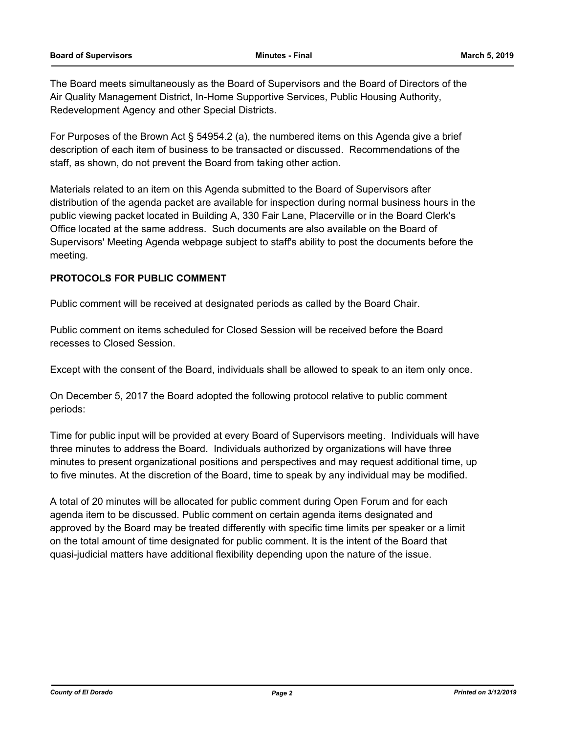The Board meets simultaneously as the Board of Supervisors and the Board of Directors of the Air Quality Management District, In-Home Supportive Services, Public Housing Authority, Redevelopment Agency and other Special Districts.

For Purposes of the Brown Act § 54954.2 (a), the numbered items on this Agenda give a brief description of each item of business to be transacted or discussed. Recommendations of the staff, as shown, do not prevent the Board from taking other action.

Materials related to an item on this Agenda submitted to the Board of Supervisors after distribution of the agenda packet are available for inspection during normal business hours in the public viewing packet located in Building A, 330 Fair Lane, Placerville or in the Board Clerk's Office located at the same address. Such documents are also available on the Board of Supervisors' Meeting Agenda webpage subject to staff's ability to post the documents before the meeting.

**PROTOCOLS FOR PUBLIC COMMENT**

Public comment will be received at designated periods as called by the Board Chair.

Public comment on items scheduled for Closed Session will be received before the Board recesses to Closed Session.

Except with the consent of the Board, individuals shall be allowed to speak to an item only once.

On December 5, 2017 the Board adopted the following protocol relative to public comment periods:

Time for public input will be provided at every Board of Supervisors meeting. Individuals will have three minutes to address the Board. Individuals authorized by organizations will have three minutes to present organizational positions and perspectives and may request additional time, up to five minutes. At the discretion of the Board, time to speak by any individual may be modified.

A total of 20 minutes will be allocated for public comment during Open Forum and for each agenda item to be discussed. Public comment on certain agenda items designated and approved by the Board may be treated differently with specific time limits per speaker or a limit on the total amount of time designated for public comment. It is the intent of the Board that quasi-judicial matters have additional flexibility depending upon the nature of the issue.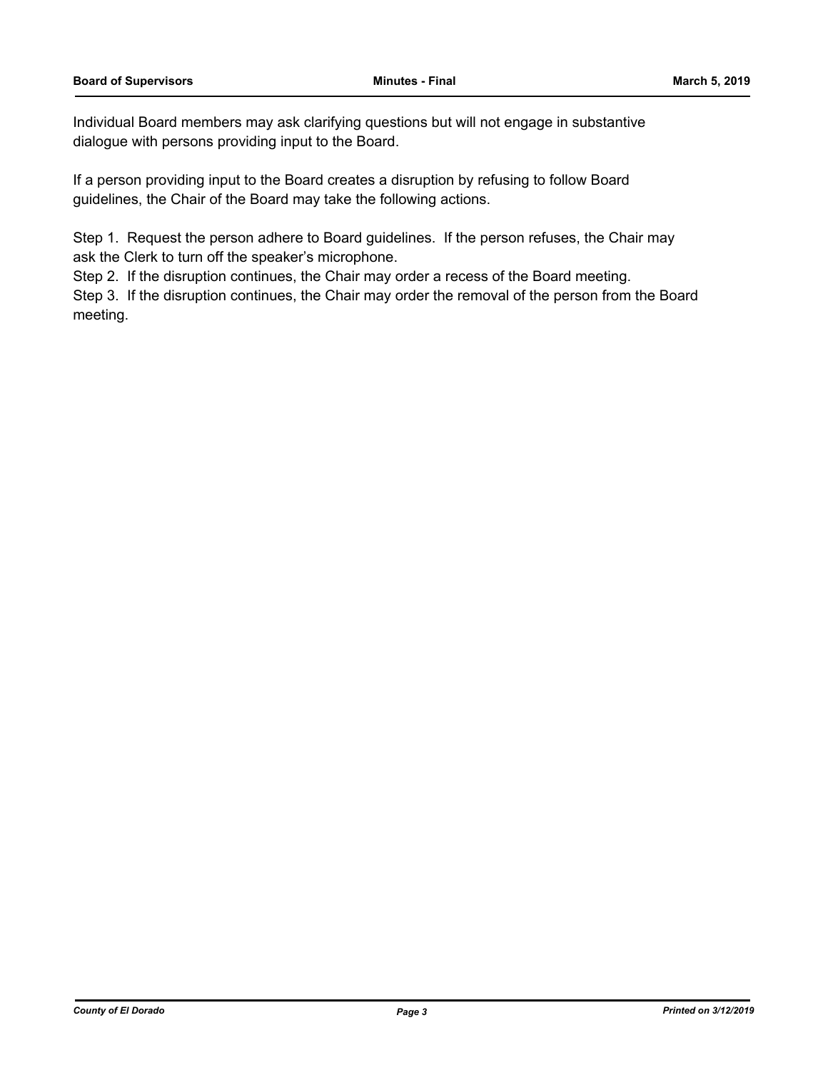Individual Board members may ask clarifying questions but will not engage in substantive dialogue with persons providing input to the Board.

If a person providing input to the Board creates a disruption by refusing to follow Board guidelines, the Chair of the Board may take the following actions.

Step 1. Request the person adhere to Board guidelines. If the person refuses, the Chair may ask the Clerk to turn off the speaker's microphone.
Step 2. If the disruption continues, the Chair may order a recess of the Board meeting.
Step 3. If the disruption continues, the Chair may order the removal of the person from the Board meeting.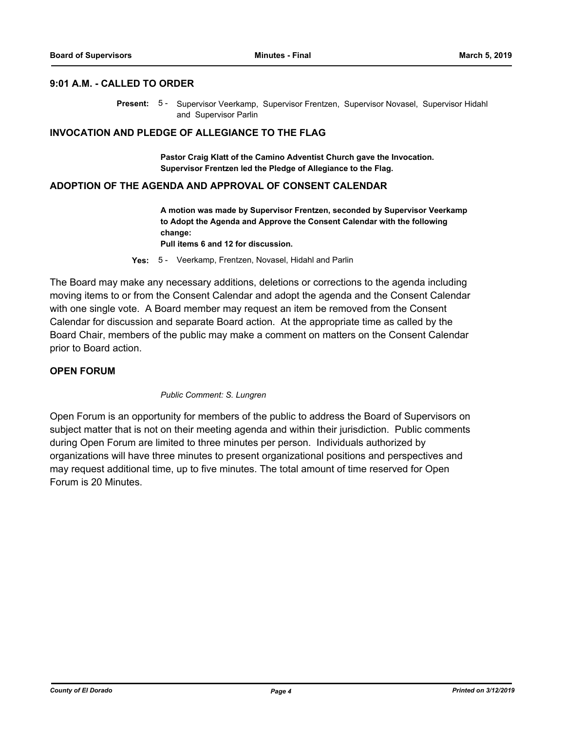## 9:01 A.M. - CALLED TO ORDER

**Present:** 5 - Supervisor Veerkamp, Supervisor Frentzen, Supervisor Novasel, Supervisor Hidahl and Supervisor Parlin

## INVOCATION AND PLEDGE OF ALLEGIANCE TO THE FLAG

**Pastor Craig Klatt of the Camino Adventist Church gave the Invocation.**
**Supervisor Frentzen led the Pledge of Allegiance to the Flag.**

## ADOPTION OF THE AGENDA AND APPROVAL OF CONSENT CALENDAR

**A motion was made by Supervisor Frentzen, seconded by Supervisor Veerkamp to Adopt the Agenda and Approve the Consent Calendar with the following change:**
**Pull items 6 and 12 for discussion.**

**Yes:** 5 - Veerkamp, Frentzen, Novasel, Hidahl and Parlin

The Board may make any necessary additions, deletions or corrections to the agenda including moving items to or from the Consent Calendar and adopt the agenda and the Consent Calendar with one single vote. A Board member may request an item be removed from the Consent Calendar for discussion and separate Board action. At the appropriate time as called by the Board Chair, members of the public may make a comment on matters on the Consent Calendar prior to Board action.

## OPEN FORUM

*Public Comment: S. Lungren*

Open Forum is an opportunity for members of the public to address the Board of Supervisors on subject matter that is not on their meeting agenda and within their jurisdiction. Public comments during Open Forum are limited to three minutes per person. Individuals authorized by organizations will have three minutes to present organizational positions and perspectives and may request additional time, up to five minutes. The total amount of time reserved for Open Forum is 20 Minutes.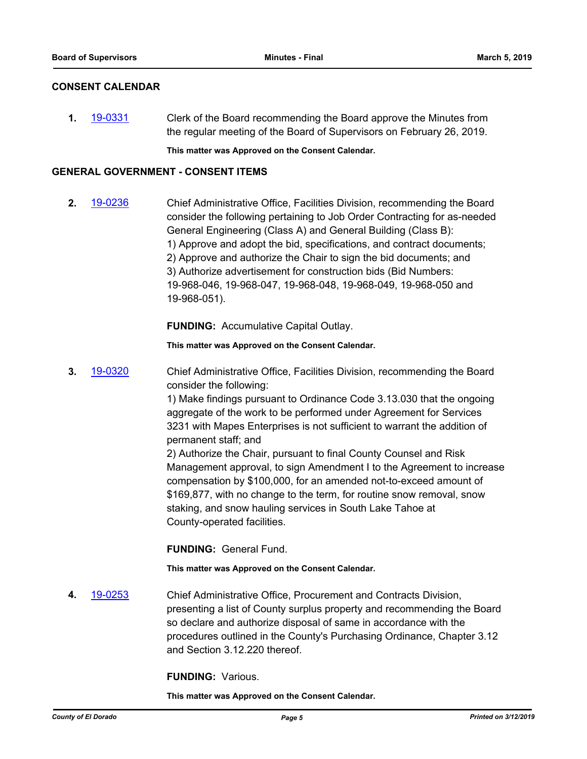## CONSENT CALENDAR

**1.** 19-0331 Clerk of the Board recommending the Board approve the Minutes from the regular meeting of the Board of Supervisors on February 26, 2019.

**This matter was Approved on the Consent Calendar.**

## GENERAL GOVERNMENT - CONSENT ITEMS

**2.** 19-0236 Chief Administrative Office, Facilities Division, recommending the Board consider the following pertaining to Job Order Contracting for as-needed General Engineering (Class A) and General Building (Class B):
1) Approve and adopt the bid, specifications, and contract documents;
2) Approve and authorize the Chair to sign the bid documents; and
3) Authorize advertisement for construction bids (Bid Numbers: 19-968-046, 19-968-047, 19-968-048, 19-968-049, 19-968-050 and 19-968-051).

**FUNDING:** Accumulative Capital Outlay.

**This matter was Approved on the Consent Calendar.**

**3.** 19-0320 Chief Administrative Office, Facilities Division, recommending the Board consider the following:
1) Make findings pursuant to Ordinance Code 3.13.030 that the ongoing aggregate of the work to be performed under Agreement for Services 3231 with Mapes Enterprises is not sufficient to warrant the addition of permanent staff; and
2) Authorize the Chair, pursuant to final County Counsel and Risk Management approval, to sign Amendment I to the Agreement to increase compensation by $100,000, for an amended not-to-exceed amount of $169,877, with no change to the term, for routine snow removal, snow staking, and snow hauling services in South Lake Tahoe at County-operated facilities.

**FUNDING:** General Fund.

**This matter was Approved on the Consent Calendar.**

**4.** 19-0253 Chief Administrative Office, Procurement and Contracts Division, presenting a list of County surplus property and recommending the Board so declare and authorize disposal of same in accordance with the procedures outlined in the County's Purchasing Ordinance, Chapter 3.12 and Section 3.12.220 thereof.

**FUNDING:** Various.

**This matter was Approved on the Consent Calendar.**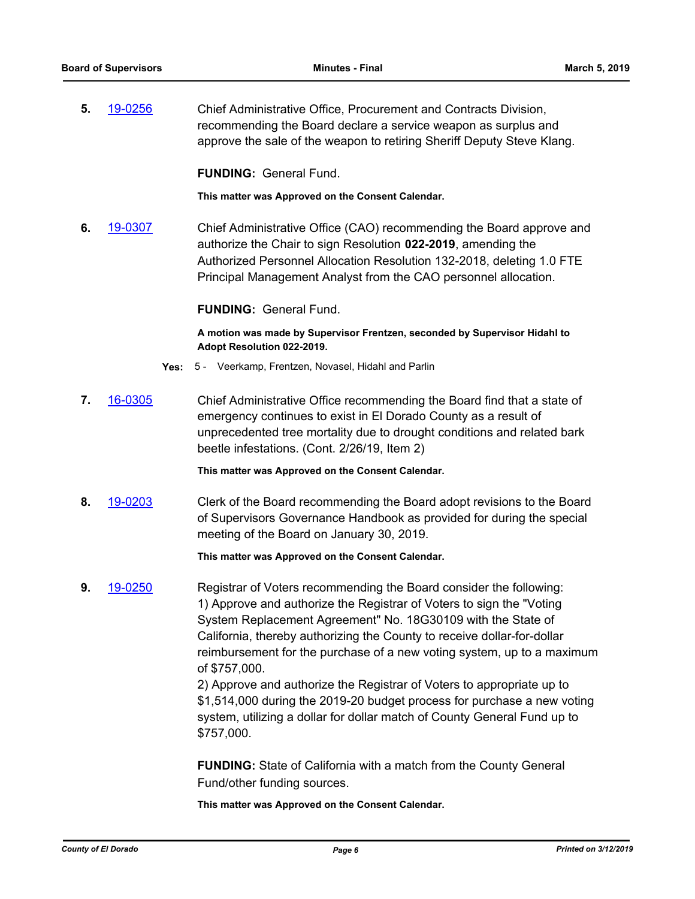**5.** 19-0256 Chief Administrative Office, Procurement and Contracts Division, recommending the Board declare a service weapon as surplus and approve the sale of the weapon to retiring Sheriff Deputy Steve Klang.

**FUNDING:** General Fund.

**This matter was Approved on the Consent Calendar.**

**6.** 19-0307 Chief Administrative Office (CAO) recommending the Board approve and authorize the Chair to sign Resolution **022-2019**, amending the Authorized Personnel Allocation Resolution 132-2018, deleting 1.0 FTE Principal Management Analyst from the CAO personnel allocation.

**FUNDING:** General Fund.

**A motion was made by Supervisor Frentzen, seconded by Supervisor Hidahl to Adopt Resolution 022-2019.**

**Yes:** 5 - Veerkamp, Frentzen, Novasel, Hidahl and Parlin

**7.** 16-0305 Chief Administrative Office recommending the Board find that a state of emergency continues to exist in El Dorado County as a result of unprecedented tree mortality due to drought conditions and related bark beetle infestations. (Cont. 2/26/19, Item 2)

**This matter was Approved on the Consent Calendar.**

**8.** 19-0203 Clerk of the Board recommending the Board adopt revisions to the Board of Supervisors Governance Handbook as provided for during the special meeting of the Board on January 30, 2019.

**This matter was Approved on the Consent Calendar.**

**9.** 19-0250 Registrar of Voters recommending the Board consider the following:
1) Approve and authorize the Registrar of Voters to sign the "Voting System Replacement Agreement" No. 18G30109 with the State of California, thereby authorizing the County to receive dollar-for-dollar reimbursement for the purchase of a new voting system, up to a maximum of $757,000.
2) Approve and authorize the Registrar of Voters to appropriate up to $1,514,000 during the 2019-20 budget process for purchase a new voting system, utilizing a dollar for dollar match of County General Fund up to $757,000.

**FUNDING:** State of California with a match from the County General Fund/other funding sources.

**This matter was Approved on the Consent Calendar.**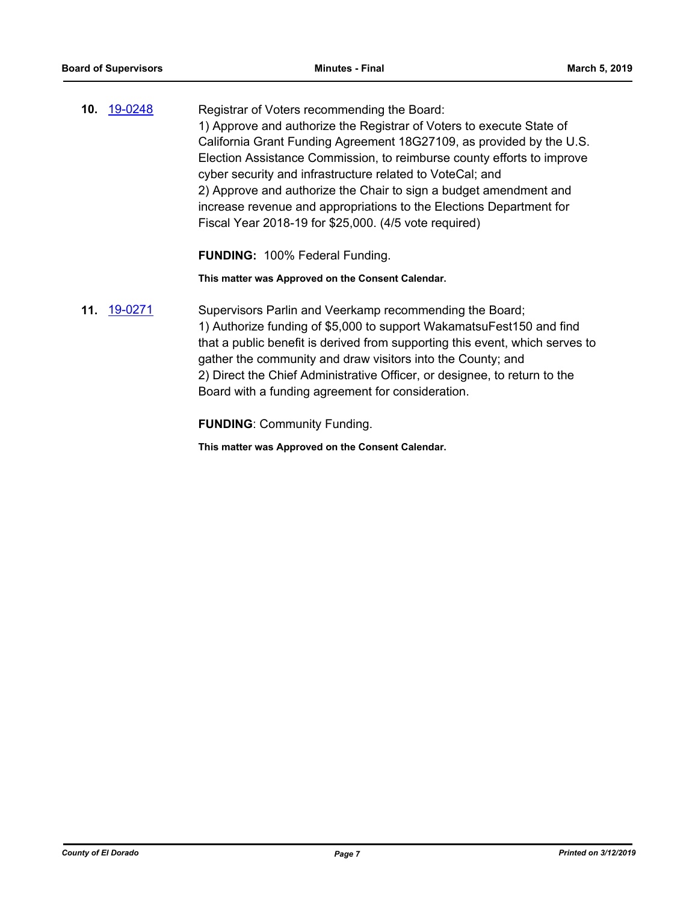**10.** 19-0248

Registrar of Voters recommending the Board:
1) Approve and authorize the Registrar of Voters to execute State of California Grant Funding Agreement 18G27109, as provided by the U.S. Election Assistance Commission, to reimburse county efforts to improve cyber security and infrastructure related to VoteCal; and
2) Approve and authorize the Chair to sign a budget amendment and increase revenue and appropriations to the Elections Department for Fiscal Year 2018-19 for $25,000. (4/5 vote required)

**FUNDING:** 100% Federal Funding.

**This matter was Approved on the Consent Calendar.**

**11.** 19-0271

Supervisors Parlin and Veerkamp recommending the Board;
1) Authorize funding of $5,000 to support WakamatsuFest150 and find that a public benefit is derived from supporting this event, which serves to gather the community and draw visitors into the County; and
2) Direct the Chief Administrative Officer, or designee, to return to the Board with a funding agreement for consideration.

**FUNDING**: Community Funding.

**This matter was Approved on the Consent Calendar.**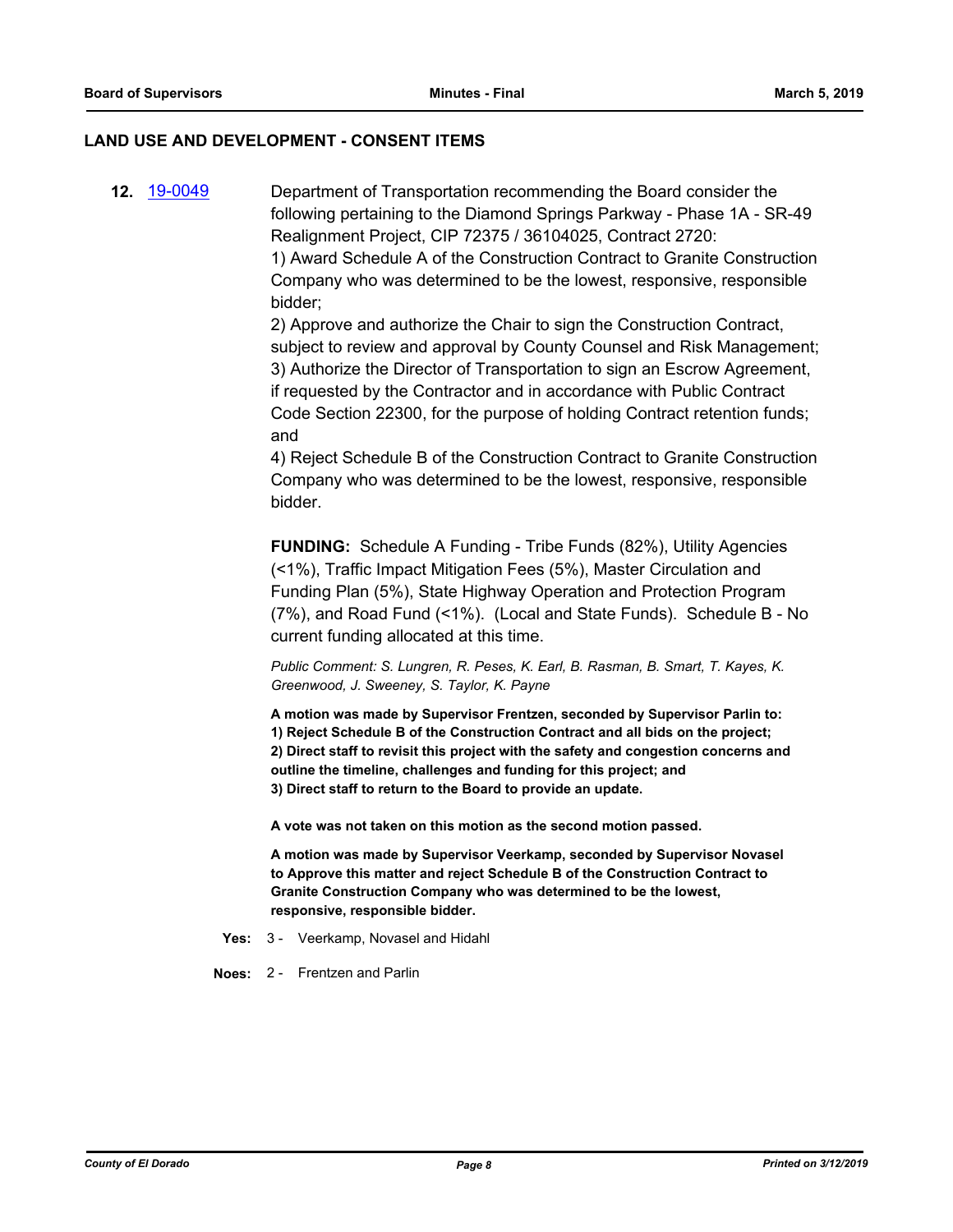## LAND USE AND DEVELOPMENT - CONSENT ITEMS

**12.** [19-0049](19-0049)

Department of Transportation recommending the Board consider the following pertaining to the Diamond Springs Parkway - Phase 1A - SR-49 Realignment Project, CIP 72375 / 36104025, Contract 2720:

1) Award Schedule A of the Construction Contract to Granite Construction Company who was determined to be the lowest, responsive, responsible bidder;

2) Approve and authorize the Chair to sign the Construction Contract, subject to review and approval by County Counsel and Risk Management;

3) Authorize the Director of Transportation to sign an Escrow Agreement, if requested by the Contractor and in accordance with Public Contract Code Section 22300, for the purpose of holding Contract retention funds; and

4) Reject Schedule B of the Construction Contract to Granite Construction Company who was determined to be the lowest, responsive, responsible bidder.

**FUNDING:** Schedule A Funding - Tribe Funds (82%), Utility Agencies (<1%), Traffic Impact Mitigation Fees (5%), Master Circulation and Funding Plan (5%), State Highway Operation and Protection Program (7%), and Road Fund (<1%). (Local and State Funds). Schedule B - No current funding allocated at this time.

*Public Comment: S. Lungren, R. Peses, K. Earl, B. Rasman, B. Smart, T. Kayes, K. Greenwood, J. Sweeney, S. Taylor, K. Payne*

**A motion was made by Supervisor Frentzen, seconded by Supervisor Parlin to:**
**1) Reject Schedule B of the Construction Contract and all bids on the project;**
**2) Direct staff to revisit this project with the safety and congestion concerns and outline the timeline, challenges and funding for this project; and**
**3) Direct staff to return to the Board to provide an update.**

**A vote was not taken on this motion as the second motion passed.**

**A motion was made by Supervisor Veerkamp, seconded by Supervisor Novasel to Approve this matter and reject Schedule B of the Construction Contract to Granite Construction Company who was determined to be the lowest, responsive, responsible bidder.**

**Yes:** 3 - Veerkamp, Novasel and Hidahl

**Noes:** 2 - Frentzen and Parlin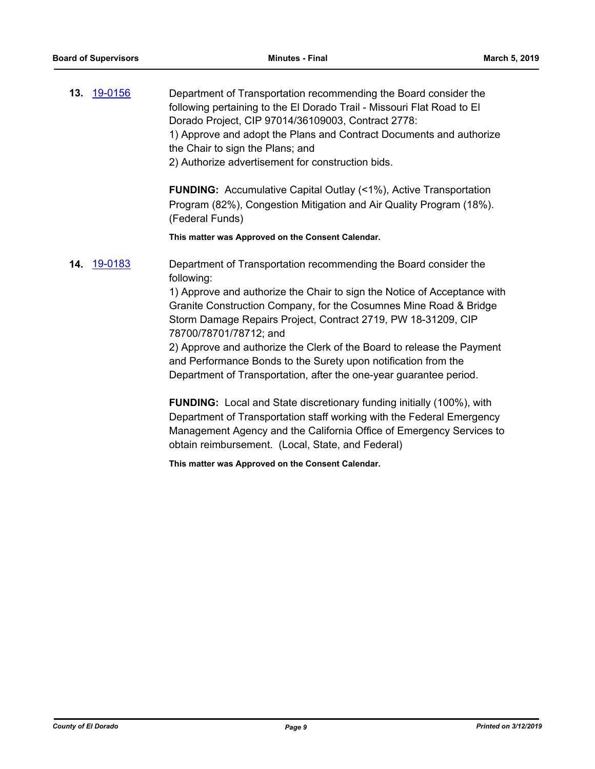**13.** [19-0156](19-0156)

Department of Transportation recommending the Board consider the following pertaining to the El Dorado Trail - Missouri Flat Road to El Dorado Project, CIP 97014/36109003, Contract 2778:
1) Approve and adopt the Plans and Contract Documents and authorize the Chair to sign the Plans; and
2) Authorize advertisement for construction bids.

**FUNDING:** Accumulative Capital Outlay (<1%), Active Transportation Program (82%), Congestion Mitigation and Air Quality Program (18%). (Federal Funds)

**This matter was Approved on the Consent Calendar.**

**14.** [19-0183](19-0183)

Department of Transportation recommending the Board consider the following:
1) Approve and authorize the Chair to sign the Notice of Acceptance with Granite Construction Company, for the Cosumnes Mine Road & Bridge Storm Damage Repairs Project, Contract 2719, PW 18-31209, CIP 78700/78701/78712; and
2) Approve and authorize the Clerk of the Board to release the Payment and Performance Bonds to the Surety upon notification from the Department of Transportation, after the one-year guarantee period.

**FUNDING:** Local and State discretionary funding initially (100%), with Department of Transportation staff working with the Federal Emergency Management Agency and the California Office of Emergency Services to obtain reimbursement. (Local, State, and Federal)

**This matter was Approved on the Consent Calendar.**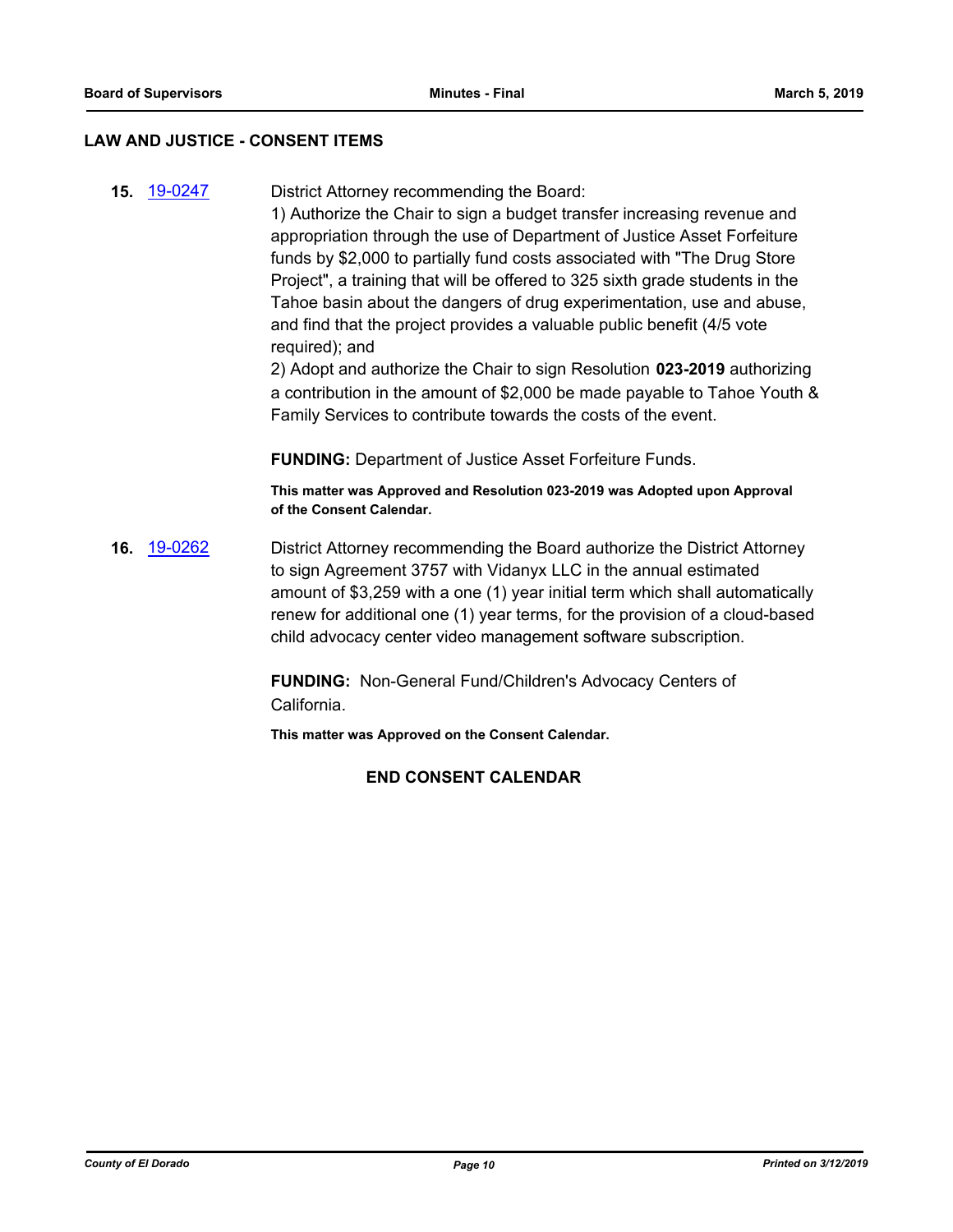## LAW AND JUSTICE - CONSENT ITEMS

**15.** 19-0247 District Attorney recommending the Board:

1) Authorize the Chair to sign a budget transfer increasing revenue and appropriation through the use of Department of Justice Asset Forfeiture funds by $2,000 to partially fund costs associated with "The Drug Store Project", a training that will be offered to 325 sixth grade students in the Tahoe basin about the dangers of drug experimentation, use and abuse, and find that the project provides a valuable public benefit (4/5 vote required); and

2) Adopt and authorize the Chair to sign Resolution **023-2019** authorizing a contribution in the amount of $2,000 be made payable to Tahoe Youth & Family Services to contribute towards the costs of the event.

**FUNDING:** Department of Justice Asset Forfeiture Funds.

**This matter was Approved and Resolution 023-2019 was Adopted upon Approval of the Consent Calendar.**

**16.** 19-0262 District Attorney recommending the Board authorize the District Attorney to sign Agreement 3757 with Vidanyx LLC in the annual estimated amount of $3,259 with a one (1) year initial term which shall automatically renew for additional one (1) year terms, for the provision of a cloud-based child advocacy center video management software subscription.

**FUNDING:** Non-General Fund/Children's Advocacy Centers of California.

**This matter was Approved on the Consent Calendar.**

**END CONSENT CALENDAR**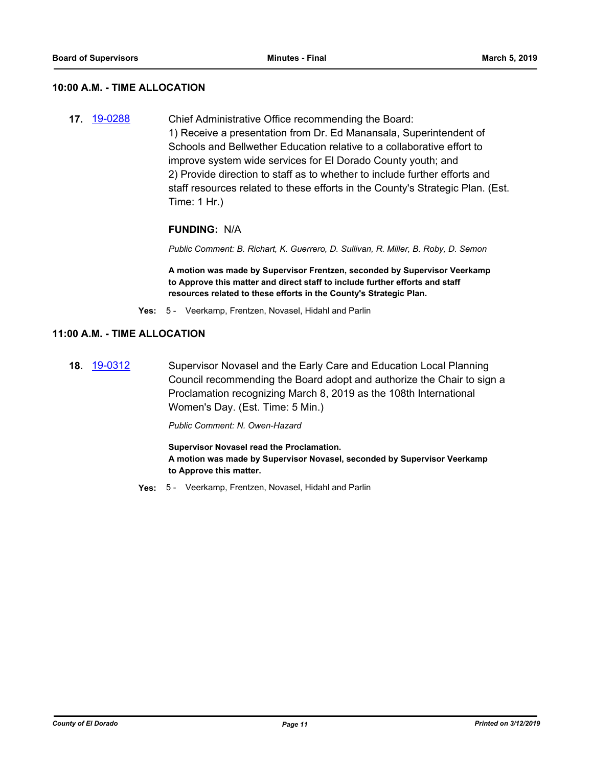## 10:00 A.M. - TIME ALLOCATION

**17.** [19-0288] Chief Administrative Office recommending the Board:
1) Receive a presentation from Dr. Ed Manansala, Superintendent of Schools and Bellwether Education relative to a collaborative effort to improve system wide services for El Dorado County youth; and
2) Provide direction to staff as to whether to include further efforts and staff resources related to these efforts in the County's Strategic Plan. (Est. Time: 1 Hr.)

**FUNDING:** N/A

*Public Comment: B. Richart, K. Guerrero, D. Sullivan, R. Miller, B. Roby, D. Semon*

**A motion was made by Supervisor Frentzen, seconded by Supervisor Veerkamp to Approve this matter and direct staff to include further efforts and staff resources related to these efforts in the County's Strategic Plan.**

**Yes:** 5 - Veerkamp, Frentzen, Novasel, Hidahl and Parlin

## 11:00 A.M. - TIME ALLOCATION

**18.** [19-0312] Supervisor Novasel and the Early Care and Education Local Planning Council recommending the Board adopt and authorize the Chair to sign a Proclamation recognizing March 8, 2019 as the 108th International Women's Day. (Est. Time: 5 Min.)

*Public Comment: N. Owen-Hazard*

**Supervisor Novasel read the Proclamation.**
**A motion was made by Supervisor Novasel, seconded by Supervisor Veerkamp to Approve this matter.**

**Yes:** 5 - Veerkamp, Frentzen, Novasel, Hidahl and Parlin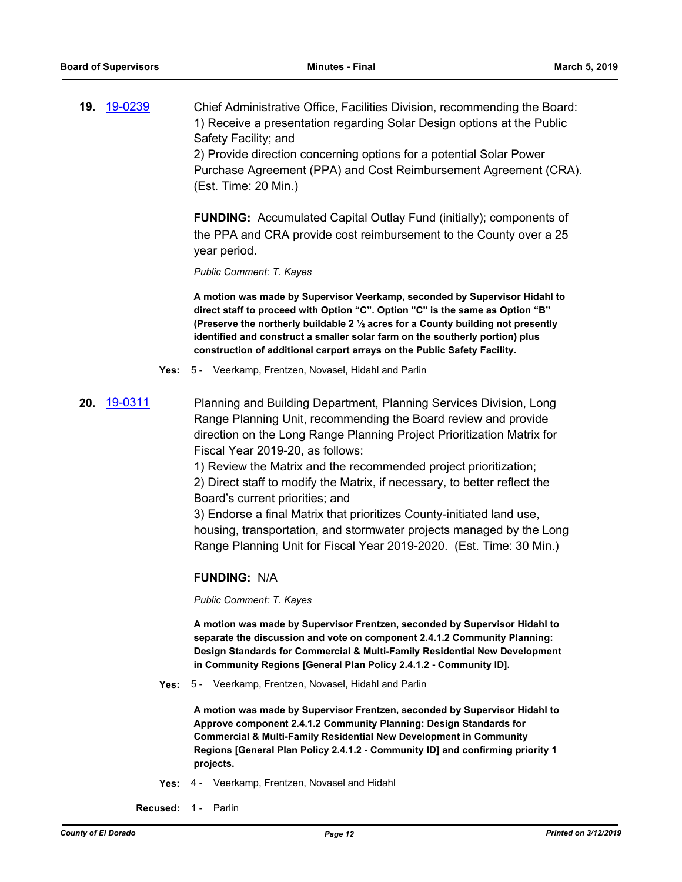**19.** 19-0239 Chief Administrative Office, Facilities Division, recommending the Board:
1) Receive a presentation regarding Solar Design options at the Public Safety Facility; and
2) Provide direction concerning options for a potential Solar Power Purchase Agreement (PPA) and Cost Reimbursement Agreement (CRA). (Est. Time: 20 Min.)

**FUNDING:** Accumulated Capital Outlay Fund (initially); components of the PPA and CRA provide cost reimbursement to the County over a 25 year period.

*Public Comment: T. Kayes*

**A motion was made by Supervisor Veerkamp, seconded by Supervisor Hidahl to direct staff to proceed with Option "C". Option "C" is the same as Option "B" (Preserve the northerly buildable 2 ½ acres for a County building not presently identified and construct a smaller solar farm on the southerly portion) plus construction of additional carport arrays on the Public Safety Facility.**

**Yes:** 5 - Veerkamp, Frentzen, Novasel, Hidahl and Parlin

**20.** 19-0311 Planning and Building Department, Planning Services Division, Long Range Planning Unit, recommending the Board review and provide direction on the Long Range Planning Project Prioritization Matrix for Fiscal Year 2019-20, as follows:
1) Review the Matrix and the recommended project prioritization;
2) Direct staff to modify the Matrix, if necessary, to better reflect the Board's current priorities; and
3) Endorse a final Matrix that prioritizes County-initiated land use, housing, transportation, and stormwater projects managed by the Long Range Planning Unit for Fiscal Year 2019-2020. (Est. Time: 30 Min.)

**FUNDING:** N/A

*Public Comment: T. Kayes*

**A motion was made by Supervisor Frentzen, seconded by Supervisor Hidahl to separate the discussion and vote on component 2.4.1.2 Community Planning: Design Standards for Commercial & Multi-Family Residential New Development in Community Regions [General Plan Policy 2.4.1.2 - Community ID].**

**Yes:** 5 - Veerkamp, Frentzen, Novasel, Hidahl and Parlin

**A motion was made by Supervisor Frentzen, seconded by Supervisor Hidahl to Approve component 2.4.1.2 Community Planning: Design Standards for Commercial & Multi-Family Residential New Development in Community Regions [General Plan Policy 2.4.1.2 - Community ID] and confirming priority 1 projects.**

**Yes:** 4 - Veerkamp, Frentzen, Novasel and Hidahl

**Recused:** 1 - Parlin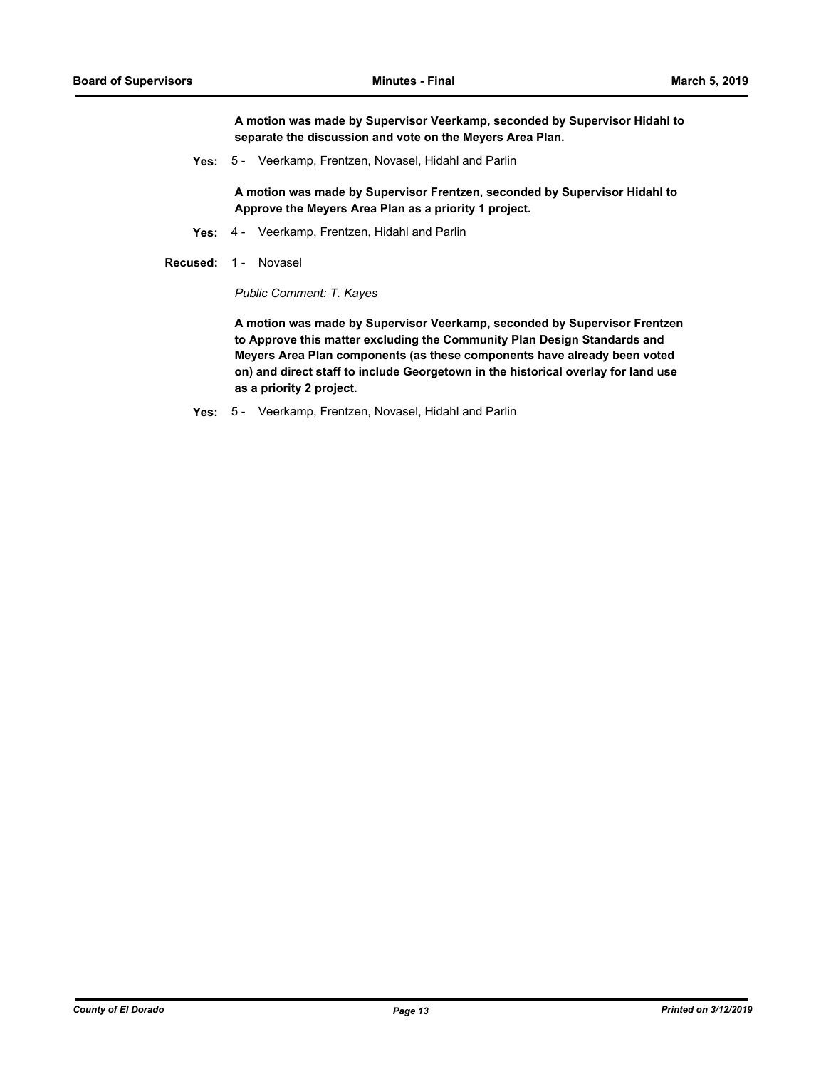**A motion was made by Supervisor Veerkamp, seconded by Supervisor Hidahl to separate the discussion and vote on the Meyers Area Plan.**

**Yes:** 5 - Veerkamp, Frentzen, Novasel, Hidahl and Parlin

**A motion was made by Supervisor Frentzen, seconded by Supervisor Hidahl to Approve the Meyers Area Plan as a priority 1 project.**

**Yes:** 4 - Veerkamp, Frentzen, Hidahl and Parlin

**Recused:** 1 - Novasel

*Public Comment: T. Kayes*

**A motion was made by Supervisor Veerkamp, seconded by Supervisor Frentzen to Approve this matter excluding the Community Plan Design Standards and Meyers Area Plan components (as these components have already been voted on) and direct staff to include Georgetown in the historical overlay for land use as a priority 2 project.**

**Yes:** 5 - Veerkamp, Frentzen, Novasel, Hidahl and Parlin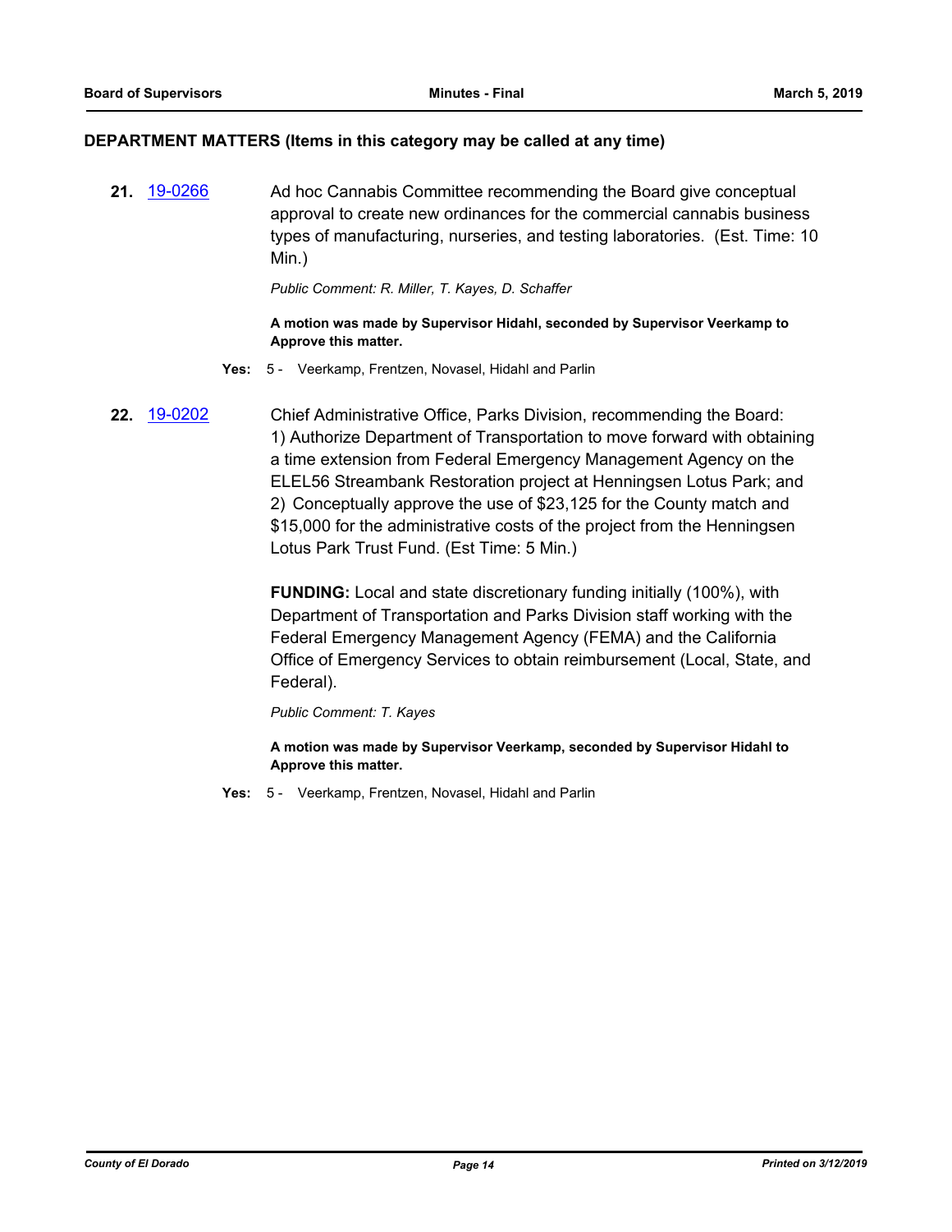## DEPARTMENT MATTERS (Items in this category may be called at any time)

**21.** [19-0266]

Ad hoc Cannabis Committee recommending the Board give conceptual approval to create new ordinances for the commercial cannabis business types of manufacturing, nurseries, and testing laboratories. (Est. Time: 10 Min.)

*Public Comment: R. Miller, T. Kayes, D. Schaffer*

**A motion was made by Supervisor Hidahl, seconded by Supervisor Veerkamp to Approve this matter.**

**Yes:** 5 - Veerkamp, Frentzen, Novasel, Hidahl and Parlin

**22.** [19-0202]

Chief Administrative Office, Parks Division, recommending the Board:
1) Authorize Department of Transportation to move forward with obtaining a time extension from Federal Emergency Management Agency on the ELEL56 Streambank Restoration project at Henningsen Lotus Park; and
2) Conceptually approve the use of $23,125 for the County match and $15,000 for the administrative costs of the project from the Henningsen Lotus Park Trust Fund. (Est Time: 5 Min.)

**FUNDING:** Local and state discretionary funding initially (100%), with Department of Transportation and Parks Division staff working with the Federal Emergency Management Agency (FEMA) and the California Office of Emergency Services to obtain reimbursement (Local, State, and Federal).

*Public Comment: T. Kayes*

**A motion was made by Supervisor Veerkamp, seconded by Supervisor Hidahl to Approve this matter.**

**Yes:** 5 - Veerkamp, Frentzen, Novasel, Hidahl and Parlin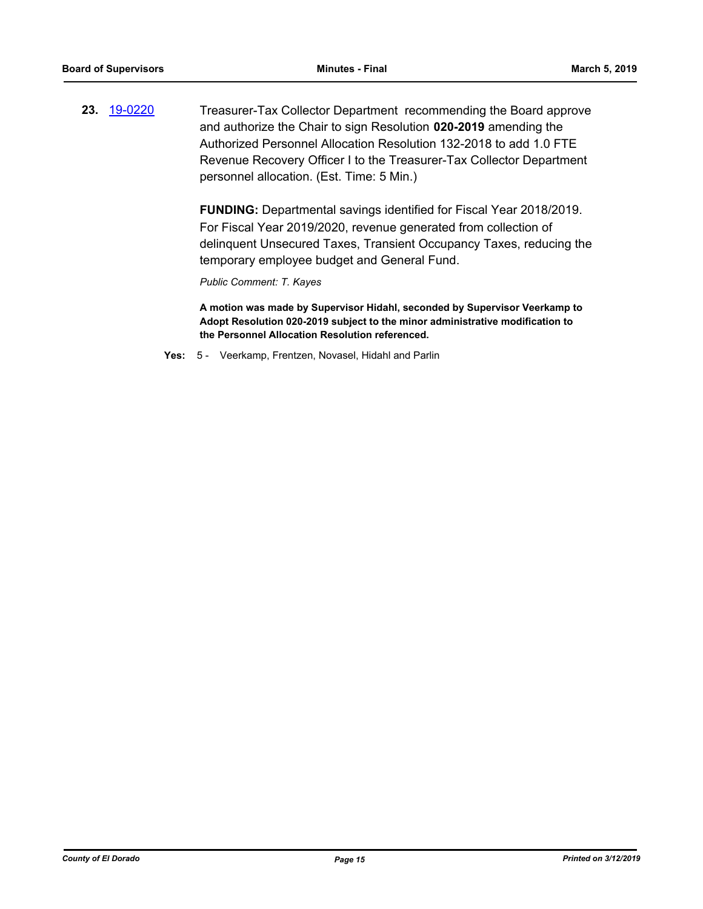**23.** 19-0220 Treasurer-Tax Collector Department recommending the Board approve and authorize the Chair to sign Resolution **020-2019** amending the Authorized Personnel Allocation Resolution 132-2018 to add 1.0 FTE Revenue Recovery Officer I to the Treasurer-Tax Collector Department personnel allocation. (Est. Time: 5 Min.)

**FUNDING:** Departmental savings identified for Fiscal Year 2018/2019. For Fiscal Year 2019/2020, revenue generated from collection of delinquent Unsecured Taxes, Transient Occupancy Taxes, reducing the temporary employee budget and General Fund.

*Public Comment: T. Kayes*

**A motion was made by Supervisor Hidahl, seconded by Supervisor Veerkamp to Adopt Resolution 020-2019 subject to the minor administrative modification to the Personnel Allocation Resolution referenced.**

**Yes:** 5 - Veerkamp, Frentzen, Novasel, Hidahl and Parlin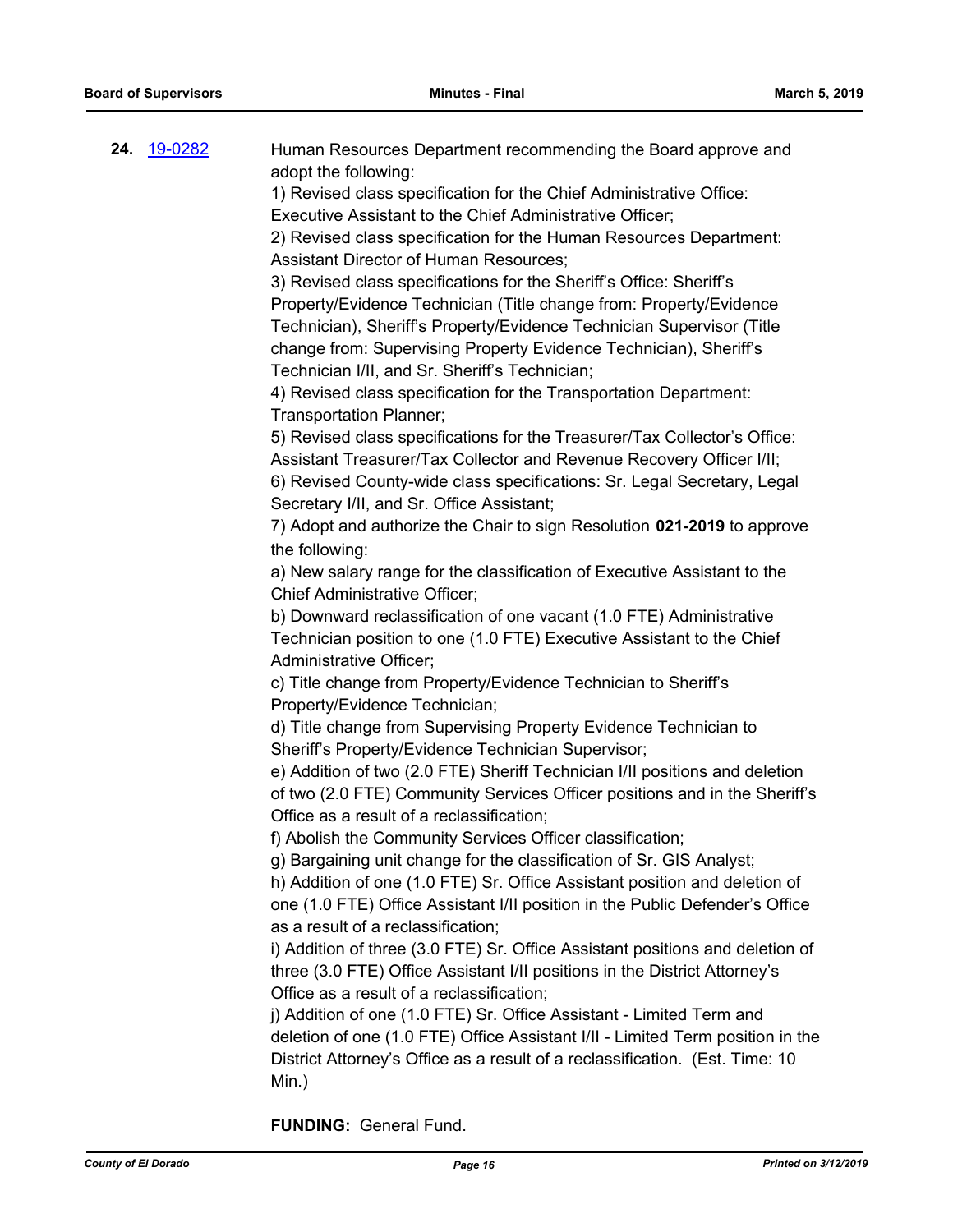**24.** [19-0282]

Human Resources Department recommending the Board approve and adopt the following:

1) Revised class specification for the Chief Administrative Office: Executive Assistant to the Chief Administrative Officer;

2) Revised class specification for the Human Resources Department: Assistant Director of Human Resources;

3) Revised class specifications for the Sheriff's Office: Sheriff's Property/Evidence Technician (Title change from: Property/Evidence Technician), Sheriff's Property/Evidence Technician Supervisor (Title change from: Supervising Property Evidence Technician), Sheriff's Technician I/II, and Sr. Sheriff's Technician;

4) Revised class specification for the Transportation Department: Transportation Planner;

5) Revised class specifications for the Treasurer/Tax Collector's Office: Assistant Treasurer/Tax Collector and Revenue Recovery Officer I/II;

6) Revised County-wide class specifications: Sr. Legal Secretary, Legal Secretary I/II, and Sr. Office Assistant;

7) Adopt and authorize the Chair to sign Resolution **021-2019** to approve the following:

a) New salary range for the classification of Executive Assistant to the Chief Administrative Officer;

b) Downward reclassification of one vacant (1.0 FTE) Administrative Technician position to one (1.0 FTE) Executive Assistant to the Chief Administrative Officer;

c) Title change from Property/Evidence Technician to Sheriff's Property/Evidence Technician;

d) Title change from Supervising Property Evidence Technician to Sheriff's Property/Evidence Technician Supervisor;

e) Addition of two (2.0 FTE) Sheriff Technician I/II positions and deletion of two (2.0 FTE) Community Services Officer positions and in the Sheriff's Office as a result of a reclassification;

f) Abolish the Community Services Officer classification;

g) Bargaining unit change for the classification of Sr. GIS Analyst;

h) Addition of one (1.0 FTE) Sr. Office Assistant position and deletion of one (1.0 FTE) Office Assistant I/II position in the Public Defender's Office as a result of a reclassification;

i) Addition of three (3.0 FTE) Sr. Office Assistant positions and deletion of three (3.0 FTE) Office Assistant I/II positions in the District Attorney's Office as a result of a reclassification;

j) Addition of one (1.0 FTE) Sr. Office Assistant - Limited Term and deletion of one (1.0 FTE) Office Assistant I/II - Limited Term position in the District Attorney's Office as a result of a reclassification. (Est. Time: 10 Min.)

**FUNDING:** General Fund.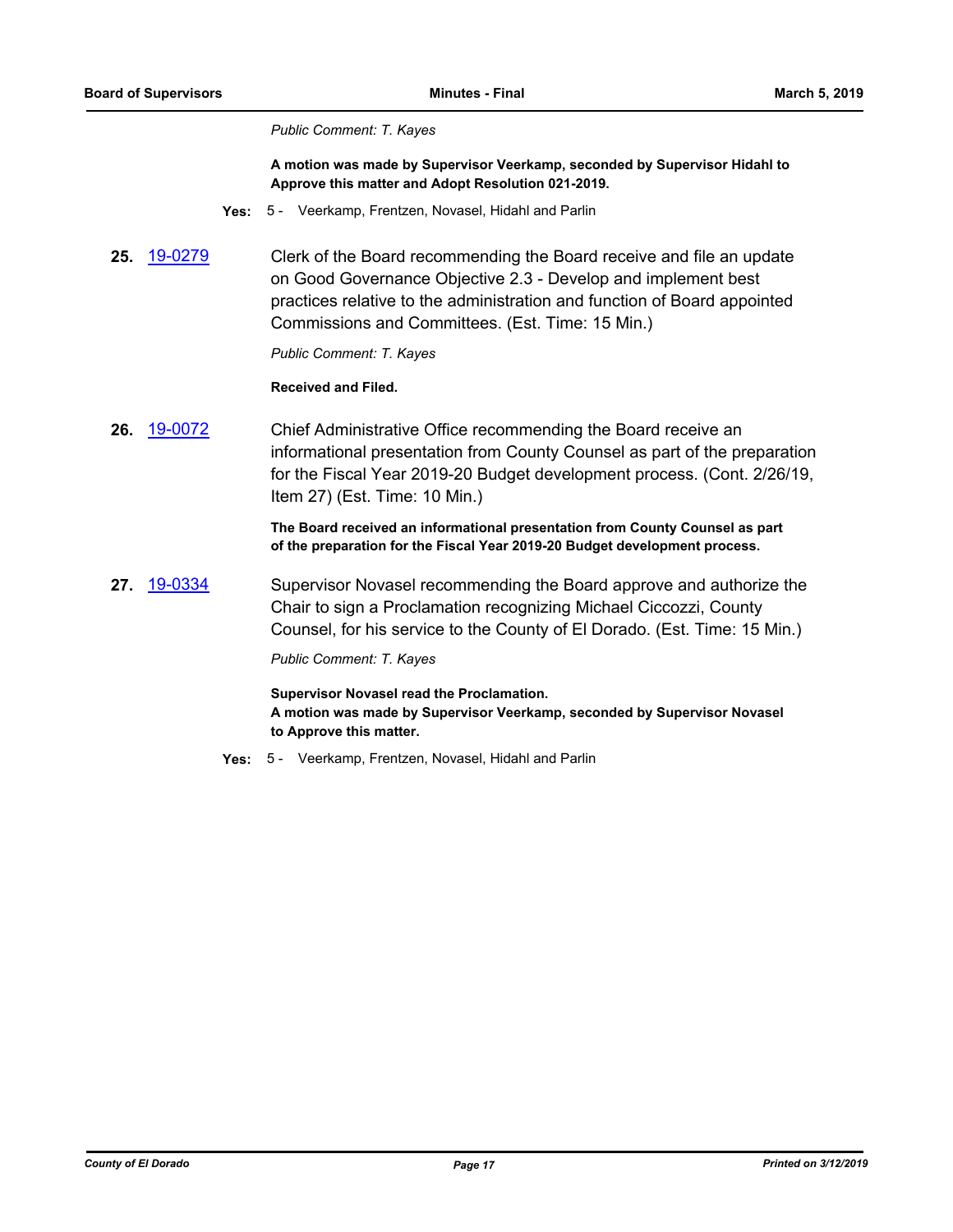*Public Comment: T. Kayes*

**A motion was made by Supervisor Veerkamp, seconded by Supervisor Hidahl to Approve this matter and Adopt Resolution 021-2019.**

**Yes:** 5 - Veerkamp, Frentzen, Novasel, Hidahl and Parlin

**25.** 19-0279

Clerk of the Board recommending the Board receive and file an update on Good Governance Objective 2.3 - Develop and implement best practices relative to the administration and function of Board appointed Commissions and Committees. (Est. Time: 15 Min.)

*Public Comment: T. Kayes*

**Received and Filed.**

**26.** 19-0072

Chief Administrative Office recommending the Board receive an informational presentation from County Counsel as part of the preparation for the Fiscal Year 2019-20 Budget development process. (Cont. 2/26/19, Item 27) (Est. Time: 10 Min.)

**The Board received an informational presentation from County Counsel as part of the preparation for the Fiscal Year 2019-20 Budget development process.**

**27.** 19-0334

Supervisor Novasel recommending the Board approve and authorize the Chair to sign a Proclamation recognizing Michael Ciccozzi, County Counsel, for his service to the County of El Dorado. (Est. Time: 15 Min.)

*Public Comment: T. Kayes*

**Supervisor Novasel read the Proclamation.**
**A motion was made by Supervisor Veerkamp, seconded by Supervisor Novasel to Approve this matter.**

**Yes:** 5 - Veerkamp, Frentzen, Novasel, Hidahl and Parlin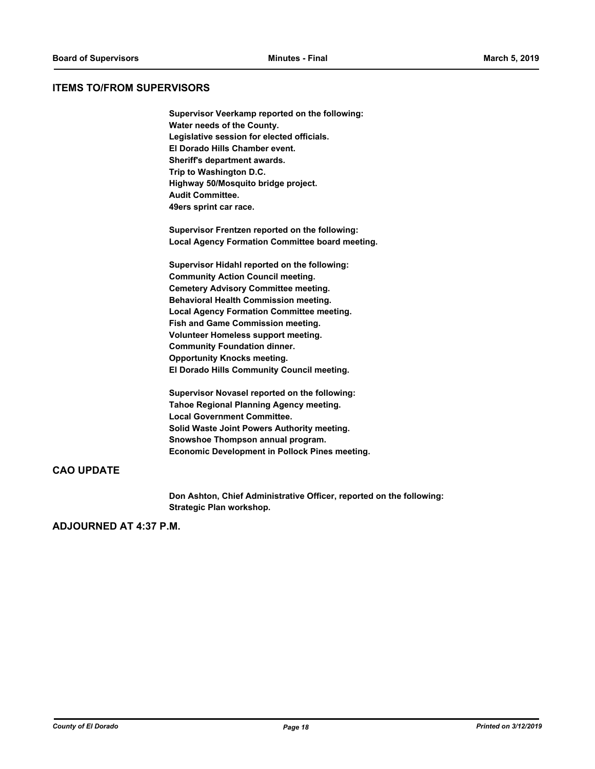## ITEMS TO/FROM SUPERVISORS

**Supervisor Veerkamp reported on the following:**
**Water needs of the County.**
**Legislative session for elected officials.**
**El Dorado Hills Chamber event.**
**Sheriff's department awards.**
**Trip to Washington D.C.**
**Highway 50/Mosquito bridge project.**
**Audit Committee.**
**49ers sprint car race.**

**Supervisor Frentzen reported on the following:**
**Local Agency Formation Committee board meeting.**

**Supervisor Hidahl reported on the following:**
**Community Action Council meeting.**
**Cemetery Advisory Committee meeting.**
**Behavioral Health Commission meeting.**
**Local Agency Formation Committee meeting.**
**Fish and Game Commission meeting.**
**Volunteer Homeless support meeting.**
**Community Foundation dinner.**
**Opportunity Knocks meeting.**
**El Dorado Hills Community Council meeting.**

**Supervisor Novasel reported on the following:**
**Tahoe Regional Planning Agency meeting.**
**Local Government Committee.**
**Solid Waste Joint Powers Authority meeting.**
**Snowshoe Thompson annual program.**
**Economic Development in Pollock Pines meeting.**

## CAO UPDATE

**Don Ashton, Chief Administrative Officer, reported on the following:**
**Strategic Plan workshop.**

## ADJOURNED AT 4:37 P.M.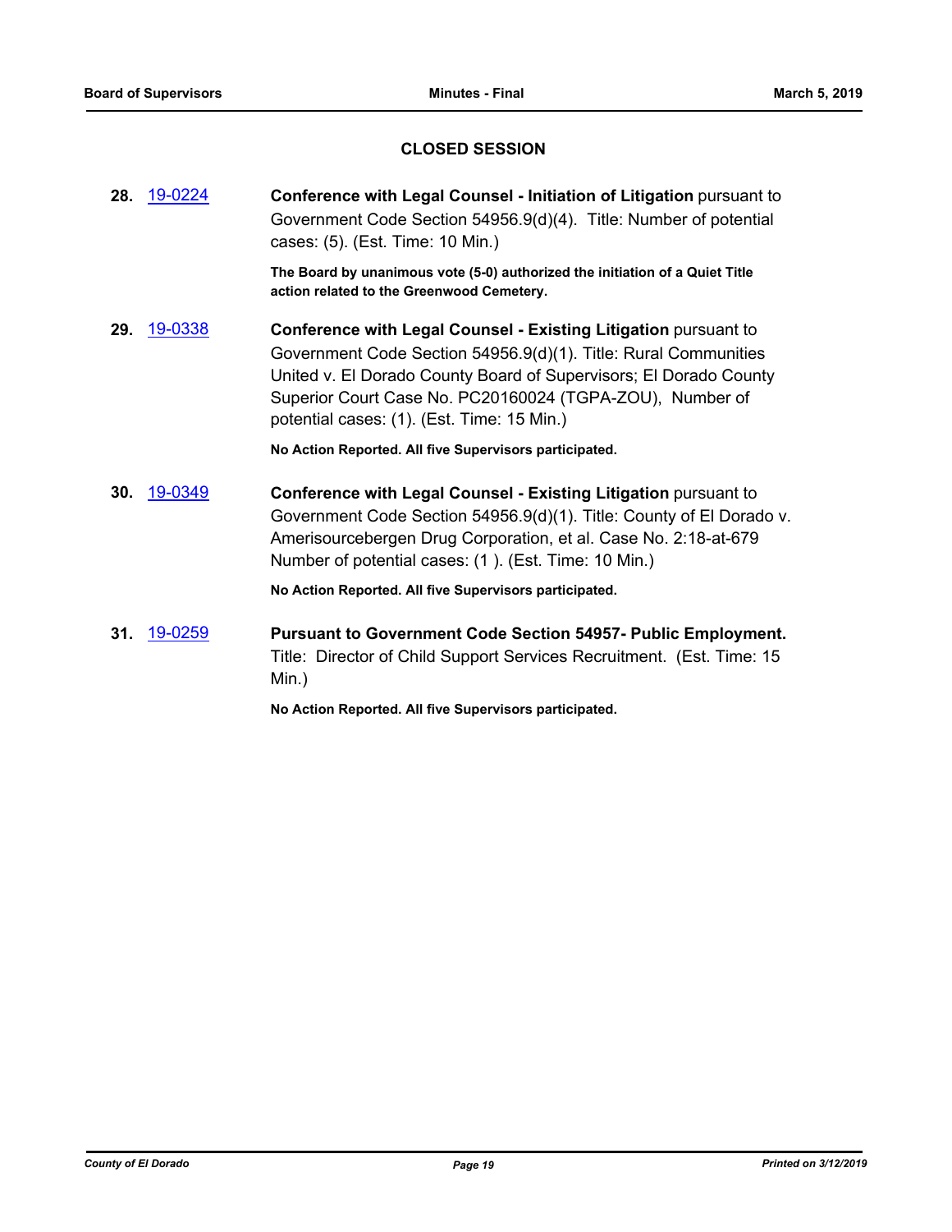## CLOSED SESSION

**28.** 19-0224 **Conference with Legal Counsel - Initiation of Litigation** pursuant to Government Code Section 54956.9(d)(4). Title: Number of potential cases: (5). (Est. Time: 10 Min.)

**The Board by unanimous vote (5-0) authorized the initiation of a Quiet Title action related to the Greenwood Cemetery.**

**29.** 19-0338 **Conference with Legal Counsel - Existing Litigation** pursuant to Government Code Section 54956.9(d)(1). Title: Rural Communities United v. El Dorado County Board of Supervisors; El Dorado County Superior Court Case No. PC20160024 (TGPA-ZOU), Number of potential cases: (1). (Est. Time: 15 Min.)

**No Action Reported. All five Supervisors participated.**

**30.** 19-0349 **Conference with Legal Counsel - Existing Litigation** pursuant to Government Code Section 54956.9(d)(1). Title: County of El Dorado v. Amerisourcebergen Drug Corporation, et al. Case No. 2:18-at-679 Number of potential cases: (1 ). (Est. Time: 10 Min.)

**No Action Reported. All five Supervisors participated.**

**31.** 19-0259 **Pursuant to Government Code Section 54957- Public Employment.** Title: Director of Child Support Services Recruitment. (Est. Time: 15 Min.)

**No Action Reported. All five Supervisors participated.**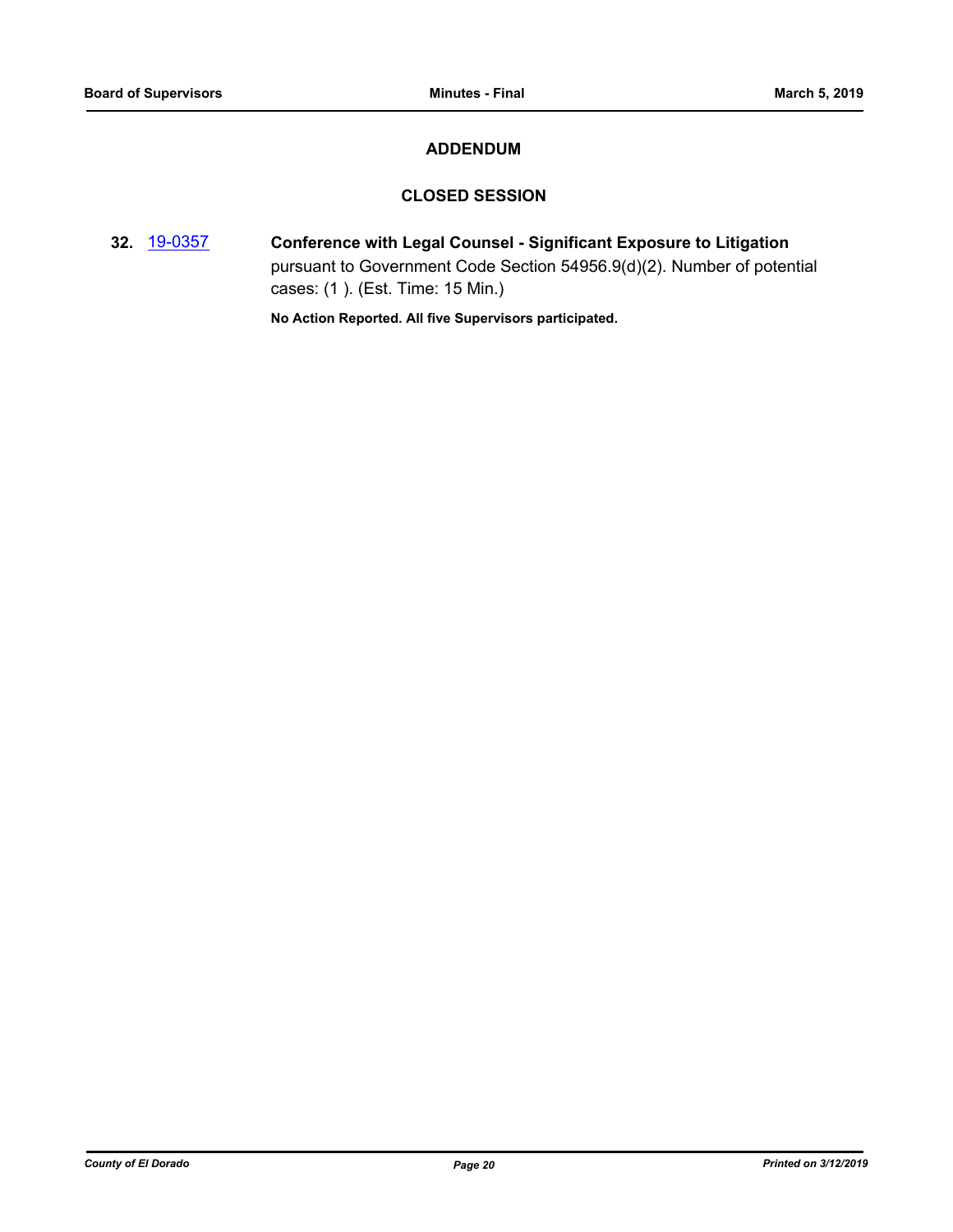## ADDENDUM

## CLOSED SESSION

**32.** 19-0357 **Conference with Legal Counsel - Significant Exposure to Litigation** pursuant to Government Code Section 54956.9(d)(2). Number of potential cases: (1 ). (Est. Time: 15 Min.)

**No Action Reported. All five Supervisors participated.**